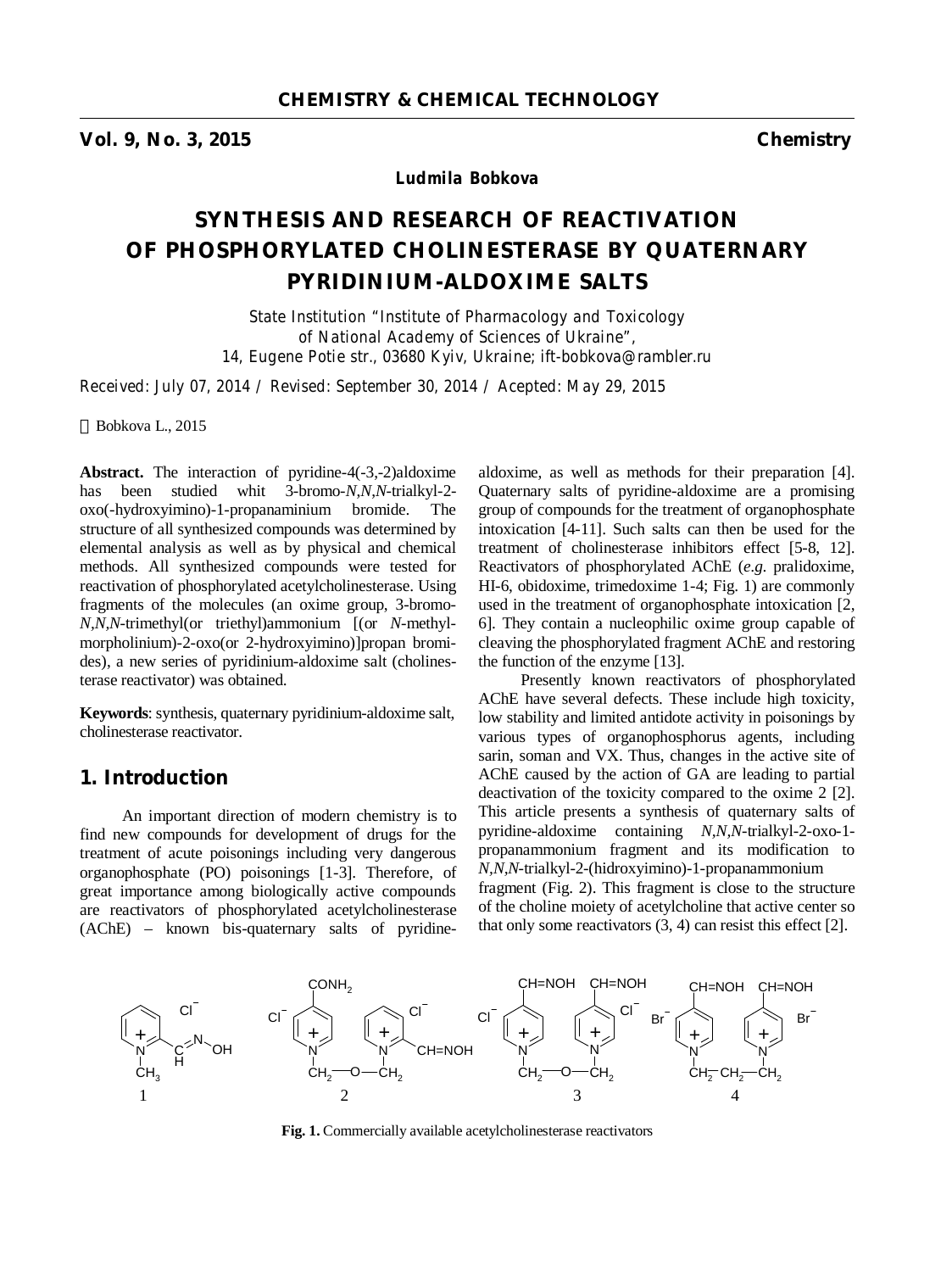**CHEMISTRY & CHEMICAL TECHNOLOGY**

**Vol. 9, No. 3, 2015** **Chemistry**

***Ludmila Bobkova***

# SYNTHESIS AND RESEARCH OF REACTIVATION OF PHOSPHORYLATED CHOLINESTERASE BY QUATERNARY PYRIDINIUM-ALDOXIME SALTS

*State Institution "Institute of Pharmacology and Toxicology of National Academy of Sciences of Ukraine", 14, Eugene Potie str., 03680 Kyiv, Ukraine; ift-bobkova@rambler.ru*

*Received: July 07, 2014 / Revised: September 30, 2014 / Acepted: May 29, 2015*

 Bobkova L., 2015

**Abstract.** The interaction of pyridine-4(-3,-2)aldoxime has been studied whit 3-bromo-*N,N,N*-trialkyl-2-oxo(-hydroxyimino)-1-propanaminium bromide. The structure of all synthesized compounds was determined by elemental analysis as well as by physical and chemical methods. All synthesized compounds were tested for reactivation of phosphorylated acetylcholinesterase. Using fragments of the molecules (an oxime group, 3-bromo-*N,N,N*-trimethyl(or triethyl)ammonium [(or *N*-methyl-morpholinium)-2-oxo(or 2-hydroxyimino)]propan bromides), a new series of pyridinium-aldoxime salt (cholinesterase reactivator) was obtained.

**Keywords**: synthesis, quaternary pyridinium-aldoxime salt, cholinesterase reactivator.

## 1. Introduction

An important direction of modern chemistry is to find new compounds for development of drugs for the treatment of acute poisonings including very dangerous organophosphate (PO) poisonings [1-3]. Therefore, of great importance among biologically active compounds are reactivators of phosphorylated acetylcholinesterase (AChE) – known bis-quaternary salts of pyridine-aldoxime, as well as methods for their preparation [4]. Quaternary salts of pyridine-aldoxime are a promising group of compounds for the treatment of organophosphate intoxication [4-11]. Such salts can then be used for the treatment of cholinesterase inhibitors effect [5-8, 12]. Reactivators of phosphorylated AChE (*e.g.* pralidoxime, HI-6, obidoxime, trimedoxime 1-4; Fig. 1) are commonly used in the treatment of organophosphate intoxication [2, 6]. They contain a nucleophilic oxime group capable of cleaving the phosphorylated fragment AChE and restoring the function of the enzyme [13].

Presently known reactivators of phosphorylated AChE have several defects. These include high toxicity, low stability and limited antidote activity in poisonings by various types of organophosphorus agents, including sarin, soman and VX. Thus, changes in the active site of AChE caused by the action of GA are leading to partial deactivation of the toxicity compared to the oxime 2 [2]. This article presents a synthesis of quaternary salts of pyridine-aldoxime containing *N,N,N*-trialkyl-2-oxo-1-propanammonium fragment and its modification to *N,N,N*-trialkyl-2-(hidroxyimino)-1-propanammonium fragment (Fig. 2). This fragment is close to the structure of the choline moiety of acetylcholine that active center so that only some reactivators (3, 4) can resist this effect [2].

**Fig. 1.** Commercially available acetylcholinesterase reactivators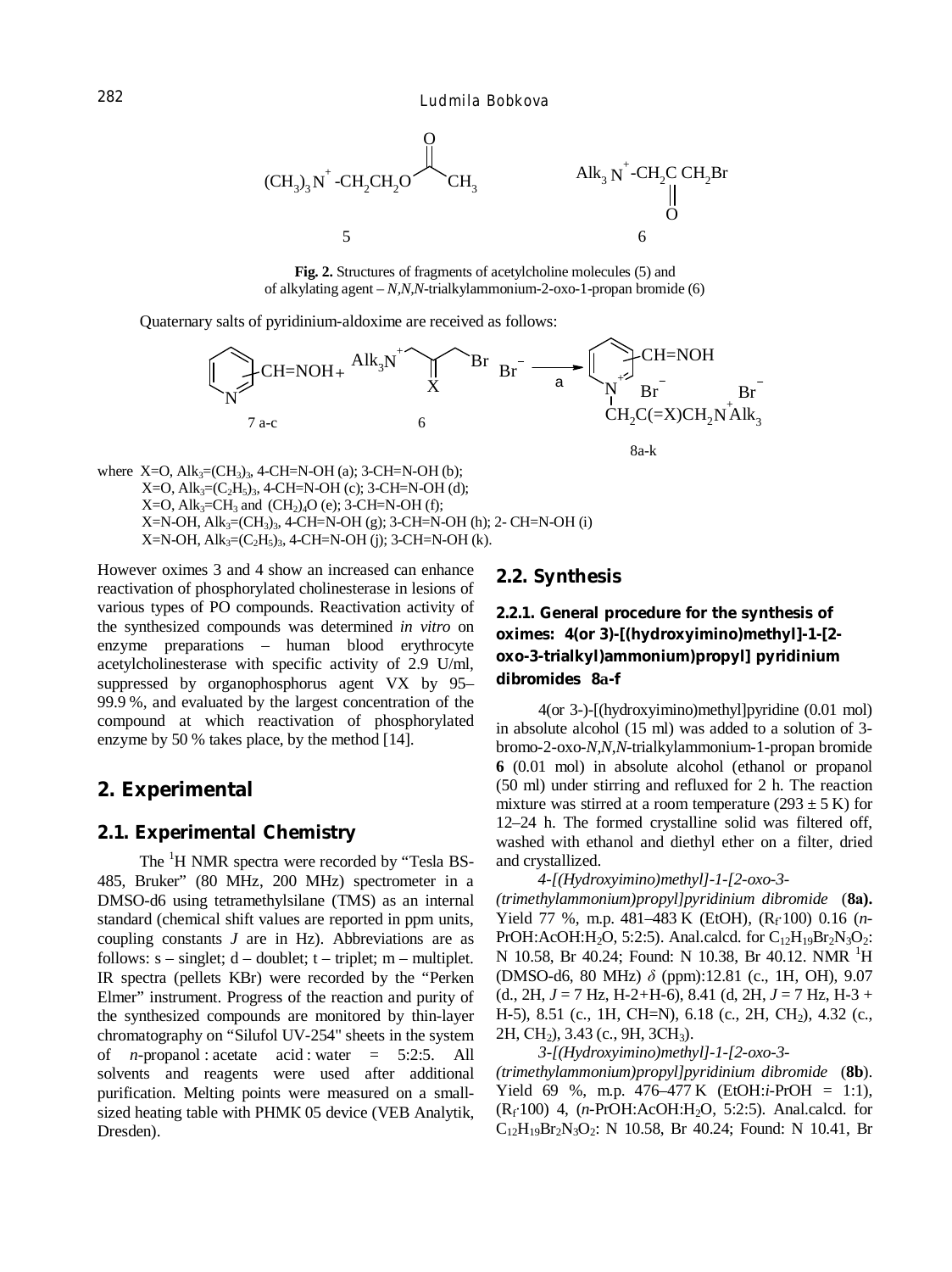$(CH_3)_3N^+$-$CH_2CH_2O$-C(=O)-$CH_3$ (5)  $Alk_3N^+$-$CH_2C(=O)CH_2Br$ (6)

**Fig. 2.** Structures of fragments of acetylcholine molecules (5) and of alkylating agent – *N,N,N*-trialkylammonium-2-oxo-1-propan bromide (6)

Quaternary salts of pyridinium-aldoxime are received as follows:

Pyridine-CH=NOH (7 a-c) + $Alk_3N^+CH_2C(=X)CH_2Br$ $Br^-$ (6) —a→ pyridinium-CH=NOH $Br^-$ / $CH_2C(=X)CH_2N^+Alk_3$ $Br^-$ (8a-k)

where X=O, $Alk_3$=$(CH_3)_3$, 4-CH=N-OH (a); 3-CH=N-OH (b);
X=O, $Alk_3$=$(C_2H_5)_3$, 4-CH=N-OH (c); 3-CH=N-OH (d);
X=O, $Alk_3$=$CH_3$ and $(CH_2)_4O$ (e); 3-CH=N-OH (f);
X=N-OH, $Alk_3$=$(CH_3)_3$, 4-CH=N-OH (g); 3-CH=N-OH (h); 2- CH=N-OH (i)
X=N-OH, $Alk_3$=$(C_2H_5)_3$, 4-CH=N-OH (j); 3-CH=N-OH (k).

However oximes 3 and 4 show an increased can enhance reactivation of phosphorylated cholinesterase in lesions of various types of PO compounds. Reactivation activity of the synthesized compounds was determined *in vitro* on enzyme preparations – human blood erythrocyte acetylcholinesterase with specific activity of 2.9 U/ml, suppressed by organophosphorus agent VX by 95–99.9 %, and evaluated by the largest concentration of the compound at which reactivation of phosphorylated enzyme by 50 % takes place, by the method [14].

## 2. Experimental

### 2.1. Experimental Chemistry

The $^1$H NMR spectra were recorded by "Tesla BS-485, Bruker" (80 MHz, 200 MHz) spectrometer in a DMSO-d6 using tetramethylsilane (TMS) as an internal standard (chemical shift values are reported in ppm units, coupling constants *J* are in Hz). Abbreviations are as follows: s – singlet; d – doublet; t – triplet; m – multiplet. IR spectra (pellets KBr) were recorded by the "Perken Elmer" instrument. Progress of the reaction and purity of the synthesized compounds are monitored by thin-layer chromatography on "Silufol UV-254" sheets in the system of *n*-propanol : acetate acid : water = 5:2:5. All solvents and reagents were used after additional purification. Melting points were measured on a small-sized heating table with PHMK 05 device (VEB Analytik, Dresden).

### 2.2. Synthesis

#### 2.2.1. General procedure for the synthesis of oximes: 4(or 3)-[(hydroxyimino)methyl]-1-[2-oxo-3-trialkyl)ammonium)propyl] pyridinium dibromides 8a-f

4(or 3-)-[(hydroxyimino)methyl]pyridine (0.01 mol) in absolute alcohol (15 ml) was added to a solution of 3-bromo-2-oxo-*N,N,N*-trialkylammonium-1-propan bromide **6** (0.01 mol) in absolute alcohol (ethanol or propanol (50 ml) under stirring and refluxed for 2 h. The reaction mixture was stirred at a room temperature (293 ± 5 K) for 12–24 h. The formed crystalline solid was filtered off, washed with ethanol and diethyl ether on a filter, dried and crystallized.

*4-[(Hydroxyimino)methyl]-1-[2-oxo-3-(trimethylammonium)propyl]pyridinium dibromide* (**8a).** Yield 77 %, m.p. 481–483 K (EtOH), ($R_f$·100) 0.16 (*n*-PrOH:AcOH:$H_2O$, 5:2:5). Anal.calcd. for $C_{12}H_{19}Br_2N_3O_2$: N 10.58, Br 40.24; Found: N 10.38, Br 40.12. NMR $^1$H (DMSO-d6, 80 MHz) $\delta$ (ppm):12.81 (c., 1H, OH), 9.07 (d., 2H, $J$ = 7 Hz, H-2+H-6), 8.41 (d, 2H, $J$ = 7 Hz, H-3 + H-5), 8.51 (c., 1H, CH=N), 6.18 (c., 2H, $CH_2$), 4.32 (c., 2H, $CH_2$), 3.43 (c., 9H, $3CH_3$).

*3-[(Hydroxyimino)methyl]-1-[2-oxo-3-(trimethylammonium)propyl]pyridinium dibromide* (**8b**). Yield 69 %, m.p. 476–477 K (EtOH:*i*-PrOH = 1:1), ($R_f$·100) 4, (*n*-PrOH:AcOH:$H_2O$, 5:2:5). Anal.calcd. for $C_{12}H_{19}Br_2N_3O_2$: N 10.58, Br 40.24; Found: N 10.41, Br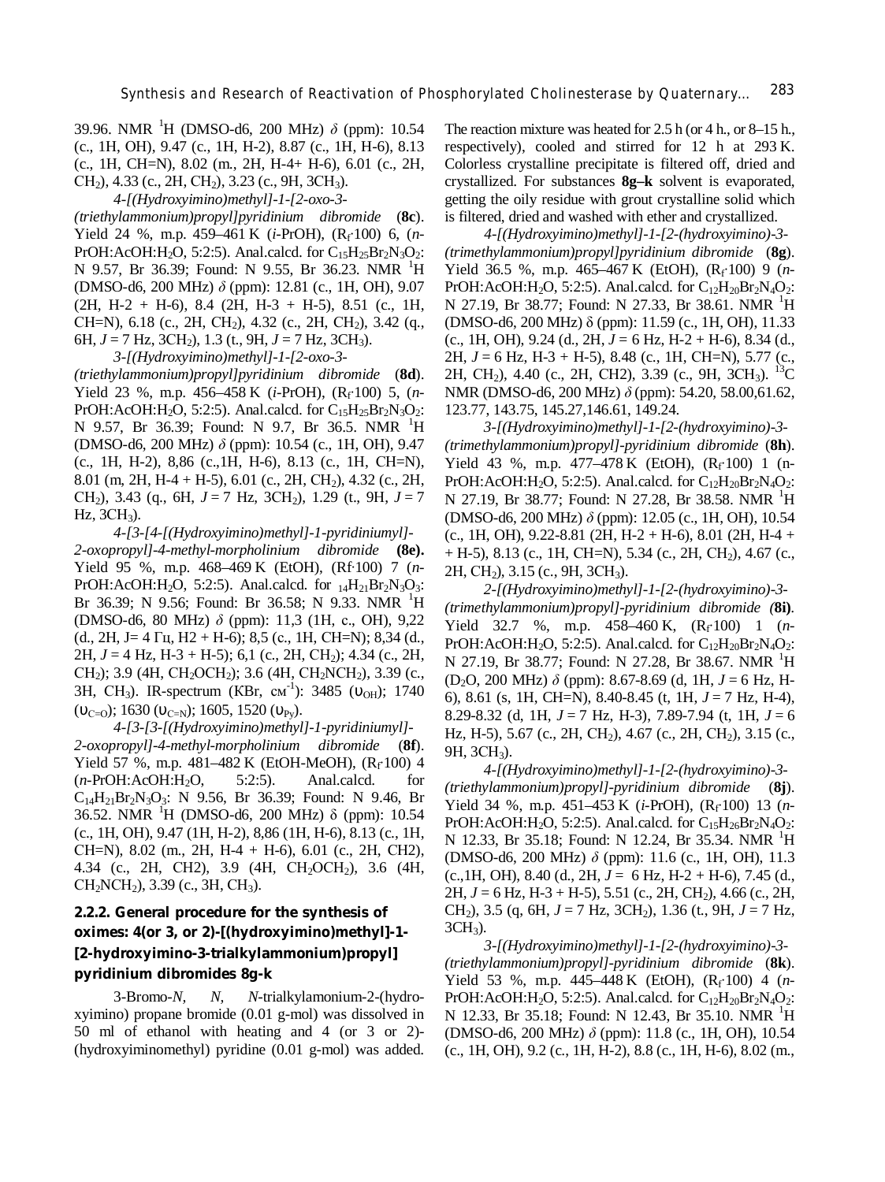39.96. NMR [1]H (DMSO-d6, 200 MHz) $\delta$ (ppm): 10.54 (c., 1H, OH), 9.47 (c., 1H, H-2), 8.87 (c., 1H, H-6), 8.13 (c., 1H, CH=N), 8.02 (m., 2H, H-4+ H-6), 6.01 (c., 2H, $CH_2$), 4.33 (c., 2H, $CH_2$), 3.23 (c., 9H, $3CH_3$).

*4-[(Hydroxyimino)methyl]-1-[2-oxo-3-(triethylammonium)propyl]pyridinium dibromide* (**8c**). Yield 24 %, m.p. 459–461 K (*i*-PrOH), ($R_f$·100) 6, (*n*-PrOH:AcOH:$H_2O$, 5:2:5). Anal.calcd. for $C_{15}H_{25}Br_2N_3O_2$: N 9.57, Br 36.39; Found: N 9.55, Br 36.23. NMR [1]H (DMSO-d6, 200 MHz) $\delta$ (ppm): 12.81 (c., 1H, OH), 9.07 (2H, H-2 + H-6), 8.4 (2H, H-3 + H-5), 8.51 (c., 1H, CH=N), 6.18 (c., 2H, $CH_2$), 4.32 (c., 2H, $CH_2$), 3.42 (q., 6H, $J$ = 7 Hz, $3CH_2$), 1.3 (t., 9H, $J$ = 7 Hz, $3CH_3$).

*3-[(Hydroxyimino)methyl]-1-[2-oxo-3-(triethylammonium)propyl]pyridinium dibromide* (**8d**). Yield 23 %, m.p. 456–458 K (*i*-PrOH), ($R_f$·100) 5, (*n*-PrOH:AcOH:$H_2O$, 5:2:5). Anal.calcd. for $C_{15}H_{25}Br_2N_3O_2$: N 9.57, Br 36.39; Found: N 9.7, Br 36.5. NMR [1]H (DMSO-d6, 200 MHz) $\delta$ (ppm): 10.54 (c., 1H, OH), 9.47 (c., 1H, H-2), 8,86 (c.,1H, H-6), 8.13 (c., 1H, CH=N), 8.01 (m, 2H, H-4 + H-5), 6.01 (c., 2H, $CH_2$), 4.32 (c., 2H, $CH_2$), 3.43 (q., 6H, $J$ = 7 Hz, $3CH_2$), 1.29 (t., 9H, $J$ = 7 Hz, $3CH_3$).

*4-[3-[4-[(Hydroxyimino)methyl]-1-pyridiniumyl]-2-oxopropyl]-4-methyl-morpholinium dibromide* **(8e).** Yield 95 %, m.p. 468–469 K (EtOH), (Rf·100) 7 (*n*-PrOH:AcOH:$H_2O$, 5:2:5). Anal.calcd. for $_{14}H_{21}Br_2N_3O_3$: Br 36.39; N 9.56; Found: Br 36.58; N 9.33. NMR [1]H (DMSO-d6, 80 MHz) $\delta$ (ppm): 11,3 (1H, c., OH), 9,22 (d., 2H, J= 4 Гц, H2 + H-6); 8,5 (c., 1H, CH=N); 8,34 (d., 2H, $J$ = 4 Hz, H-3 + H-5); 6,1 (c., 2H, $CH_2$); 4.34 (c., 2H, $CH_2$); 3.9 (4H, $CH_2OCH_2$); 3.6 (4H, $CH_2NCH_2$), 3.39 (c., 3H, $CH_3$). IR-spectrum (KBr, см$^{-1}$): 3485 ($\upsilon_{OH}$); 1740 ($\upsilon_{C=O}$); 1630 ($\upsilon_{C=N}$); 1605, 1520 ($\upsilon_{Py}$).

*4-[3-[3-[(Hydroxyimino)methyl]-1-pyridiniumyl]-2-oxopropyl]-4-methyl-morpholinium dibromide* (**8f**). Yield 57 %, m.p. 481–482 K (EtOH-MeOH), ($R_f$·100) 4 (*n*-PrOH:AcOH:$H_2O$, 5:2:5). Anal.calcd. for $C_{14}H_{21}Br_2N_3O_3$: N 9.56, Br 36.39; Found: N 9.46, Br 36.52. NMR [1]H (DMSO-d6, 200 MHz) δ (ppm): 10.54 (c., 1H, OH), 9.47 (1H, H-2), 8,86 (1H, H-6), 8.13 (c., 1H, CH=N), 8.02 (m., 2H, H-4 + H-6), 6.01 (c., 2H, CH2), 4.34 (c., 2H, CH2), 3.9 (4H, $CH_2OCH_2$), 3.6 (4H, $CH_2NCH_2$), 3.39 (c., 3H, $CH_3$).

### 2.2.2. General procedure for the synthesis of oximes: 4(or 3, or 2)-[(hydroxyimino)methyl]-1-[2-hydroxyimino-3-trialkylammonium)propyl] pyridinium dibromides 8g-k

3-Bromo-*N, N, N*-trialkylamonium-2-(hydroxyimino) propane bromide (0.01 g-mol) was dissolved in 50 ml of ethanol with heating and 4 (or 3 or 2)-(hydroxyiminomethyl) pyridine (0.01 g-mol) was added. The reaction mixture was heated for 2.5 h (or 4 h., or 8–15 h., respectively), cooled and stirred for 12 h at 293 K. Colorless crystalline precipitate is filtered off, dried and crystallized. For substances **8g–k** solvent is evaporated, getting the oily residue with grout crystalline solid which is filtered, dried and washed with ether and crystallized.

*4-[(Hydroxyimino)methyl]-1-[2-(hydroxyimino)-3-(trimethylammonium)propyl]pyridinium dibromide* (**8g**). Yield 36.5 %, m.p. 465–467 K (EtOH), ($R_f$·100) 9 (*n*-PrOH:AcOH:$H_2O$, 5:2:5). Anal.calcd. for $C_{12}H_{20}Br_2N_4O_2$: N 27.19, Br 38.77; Found: N 27.33, Br 38.61. NMR [1]H (DMSO-d6, 200 MHz) δ (ppm): 11.59 (c., 1H, OH), 11.33 (c., 1H, OH), 9.24 (d., 2H, $J$ = 6 Hz, H-2 + H-6), 8.34 (d., 2H, $J$ = 6 Hz, H-3 + H-5), 8.48 (c., 1H, CH=N), 5.77 (c., 2H, $CH_2$), 4.40 (c., 2H, CH2), 3.39 (c., 9H, $3CH_3$). [13]C NMR (DMSO-d6, 200 MHz) $\delta$ (ppm): 54.20, 58.00,61.62, 123.77, 143.75, 145.27,146.61, 149.24.

*3-[(Hydroxyimino)methyl]-1-[2-(hydroxyimino)-3-(trimethylammonium)propyl]-pyridinium dibromide* (**8h**). Yield 43 %, m.p. 477–478 K (EtOH), ($R_f$·100) 1 (n-PrOH:AcOH:$H_2O$, 5:2:5). Anal.calcd. for $C_{12}H_{20}Br_2N_4O_2$: N 27.19, Br 38.77; Found: N 27.28, Br 38.58. NMR [1]H (DMSO-d6, 200 MHz) $\delta$ (ppm): 12.05 (c., 1H, OH), 10.54 (c., 1H, OH), 9.22-8.81 (2H, H-2 + H-6), 8.01 (2H, H-4 + + H-5), 8.13 (c., 1H, CH=N), 5.34 (c., 2H, $CH_2$), 4.67 (c., 2H, $CH_2$), 3.15 (c., 9H, $3CH_3$).

*2-[(Hydroxyimino)methyl]-1-[2-(hydroxyimino)-3-(trimethylammonium)propyl]-pyridinium dibromide (***8i**). Yield 32.7 %, m.p. 458–460 K, ($R_f$·100) 1 (*n*-PrOH:AcOH:$H_2O$, 5:2:5). Anal.calcd. for $C_{12}H_{20}Br_2N_4O_2$: N 27.19, Br 38.77; Found: N 27.28, Br 38.67. NMR [1]H ($D_2O$, 200 MHz) $\delta$ (ppm): 8.67-8.69 (d, 1H, $J$ = 6 Hz, H-6), 8.61 (s, 1H, CH=N), 8.40-8.45 (t, 1H, $J$ = 7 Hz, H-4), 8.29-8.32 (d, 1H, $J$ = 7 Hz, H-3), 7.89-7.94 (t, 1H, $J$ = 6 Hz, H-5), 5.67 (c., 2H, $CH_2$), 4.67 (c., 2H, $CH_2$), 3.15 (c., 9H, $3CH_3$).

*4-[(Hydroxyimino)methyl]-1-[2-(hydroxyimino)-3-(triethylammonium)propyl]-pyridinium dibromide* (**8j**). Yield 34 %, m.p. 451–453 K (*i*-PrOH), ($R_f$·100) 13 (*n*-PrOH:AcOH:$H_2O$, 5:2:5). Anal.calcd. for $C_{15}H_{26}Br_2N_4O_2$: N 12.33, Br 35.18; Found: N 12.24, Br 35.34. NMR [1]H (DMSO-d6, 200 MHz) $\delta$ (ppm): 11.6 (c., 1H, OH), 11.3 (c.,1H, OH), 8.40 (d., 2H, $J$ = 6 Hz, H-2 + H-6), 7.45 (d., 2H, $J$ = 6 Hz, H-3 + H-5), 5.51 (c., 2H, $CH_2$), 4.66 (c., 2H, $CH_2$), 3.5 (q, 6H, $J$ = 7 Hz, $3CH_2$), 1.36 (t., 9H, $J$ = 7 Hz, $3CH_3$).

*3-[(Hydroxyimino)methyl]-1-[2-(hydroxyimino)-3-(triethylammonium)propyl]-pyridinium dibromide* (**8k**). Yield 53 %, m.p. 445–448 K (EtOH), ($R_f$·100) 4 (*n*-PrOH:AcOH:$H_2O$, 5:2:5). Anal.calcd. for $C_{12}H_{20}Br_2N_4O_2$: N 12.33, Br 35.18; Found: N 12.43, Br 35.10. NMR [1]H (DMSO-d6, 200 MHz) $\delta$ (ppm): 11.8 (c., 1H, OH), 10.54 (c., 1H, OH), 9.2 (c., 1H, H-2), 8.8 (c., 1H, H-6), 8.02 (m.,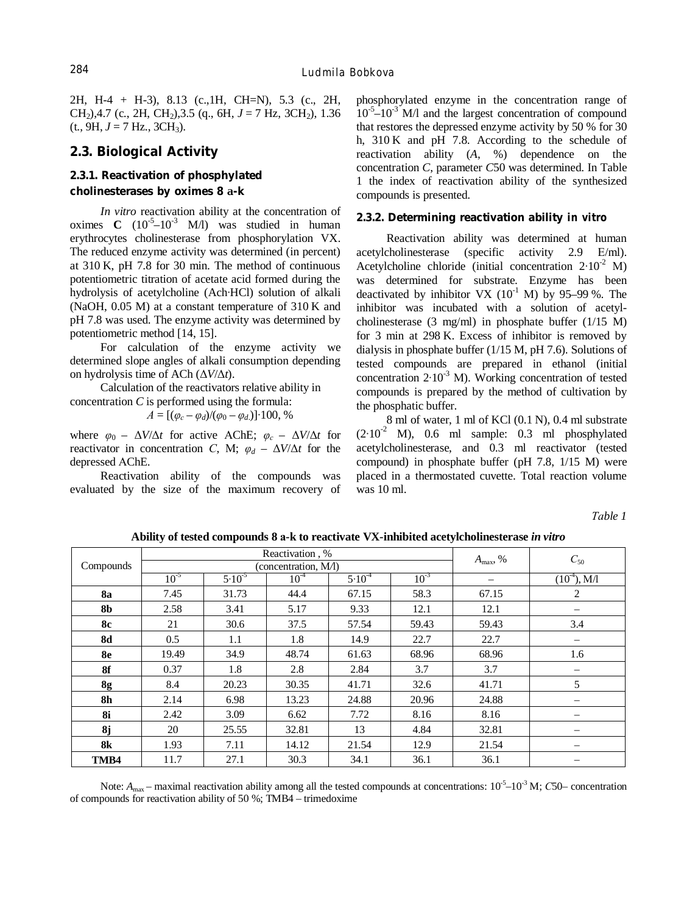2H, H-4 + H-3), 8.13 (c.,1H, CH=N), 5.3 (c., 2H, $CH_2$),4.7 (c., 2H, $CH_2$),3.5 (q., 6H, $J$ = 7 Hz, $3CH_2$), 1.36 (t., 9H, $J$ = 7 Hz., $3CH_3$).

## 2.3. Biological Activity

### 2.3.1. Reactivation of phosphylated cholinesterases by oximes 8 a-k

*In vitro* reactivation ability at the concentration of oximes **C** ($10^{-5}$–$10^{-3}$ M/l) was studied in human erythrocytes cholinesterase from phosphorylation VX. The reduced enzyme activity was determined (in percent) at 310 K, pH 7.8 for 30 min. The method of continuous potentiometric titration of acetate acid formed during the hydrolysis of acetylcholine (Ach·HCl) solution of alkali (NaOH, 0.05 M) at a constant temperature of 310 K and pH 7.8 was used. The enzyme activity was determined by potentiometric method [14, 15].

For calculation of the enzyme activity we determined slope angles of alkali consumption depending on hydrolysis time of ACh ($\Delta V/\Delta t$).

Calculation of the reactivators relative ability in concentration $C$ is performed using the formula:

$$A = [(\varphi_c - \varphi_d)/(\varphi_0 - \varphi_{d.})]\cdot 100, \%$$

where $\varphi_0$ – $\Delta V/\Delta t$ for active AChE; $\varphi_c$ – $\Delta V/\Delta t$ for reactivator in concentration $C$, M; $\varphi_d$ – $\Delta V/\Delta t$ for the depressed AChE.

Reactivation ability of the compounds was evaluated by the size of the maximum recovery of phosphorylated enzyme in the concentration range of $10^{-5}$–$10^{-3}$ M/l and the largest concentration of compound that restores the depressed enzyme activity by 50 % for 30 h, 310 K and pH 7.8. According to the schedule of reactivation ability ($A$, %) dependence on the concentration $C$, parameter $C$50 was determined. In Table 1 the index of reactivation ability of the synthesized compounds is presented.

### 2.3.2. Determining reactivation ability *in vitro*

Reactivation ability was determined at human acetylcholinesterase (specific activity 2.9 E/ml). Acetylcholine chloride (initial concentration $2\cdot10^{-2}$ M) was determined for substrate. Enzyme has been deactivated by inhibitor VX ($10^{-1}$ M) by 95–99 %. The inhibitor was incubated with a solution of acetylcholinesterase (3 mg/ml) in phosphate buffer (1/15 M) for 3 min at 298 K. Excess of inhibitor is removed by dialysis in phosphate buffer (1/15 M, pH 7.6). Solutions of tested compounds are prepared in ethanol (initial concentration $2\cdot10^{-3}$ M). Working concentration of tested compounds is prepared by the method of cultivation by the phosphatic buffer.

8 ml of water, 1 ml of KCl (0.1 N), 0.4 ml substrate ($2\cdot10^{-2}$ M), 0.6 ml sample: 0.3 ml phosphylated acetylcholinesterase, and 0.3 ml reactivator (tested compound) in phosphate buffer (pH 7.8, 1/15 M) were placed in a thermostated cuvette. Total reaction volume was 10 ml.

*Table 1*

**Ability of tested compounds 8 a-k to reactivate VX-inhibited acetylcholinesterase *in vitro***

| Compounds | Reactivation , % (concentration, M/l) | | | | | $A_{max}$, % | $C_{50}$ |
|---|---|---|---|---|---|---|---|
| | $10^{-5}$ | $5\cdot10^{-5}$ | $10^{-4}$ | $5\cdot10^{-4}$ | $10^{-3}$ | – | ($10^{-4}$), M/l |
| **8a** | 7.45 | 31.73 | 44.4 | 67.15 | 58.3 | 67.15 | 2 |
| **8b** | 2.58 | 3.41 | 5.17 | 9.33 | 12.1 | 12.1 | – |
| **8c** | 21 | 30.6 | 37.5 | 57.54 | 59.43 | 59.43 | 3.4 |
| **8d** | 0.5 | 1.1 | 1.8 | 14.9 | 22.7 | 22.7 | – |
| **8e** | 19.49 | 34.9 | 48.74 | 61.63 | 68.96 | 68.96 | 1.6 |
| **8f** | 0.37 | 1.8 | 2.8 | 2.84 | 3.7 | 3.7 | – |
| **8g** | 8.4 | 20.23 | 30.35 | 41.71 | 32.6 | 41.71 | 5 |
| **8h** | 2.14 | 6.98 | 13.23 | 24.88 | 20.96 | 24.88 | – |
| **8i** | 2.42 | 3.09 | 6.62 | 7.72 | 8.16 | 8.16 | – |
| **8j** | 20 | 25.55 | 32.81 | 13 | 4.84 | 32.81 | – |
| **8k** | 1.93 | 7.11 | 14.12 | 21.54 | 12.9 | 21.54 | – |
| **TMB4** | 11.7 | 27.1 | 30.3 | 34.1 | 36.1 | 36.1 | – |

Note: $A_{max}$ – maximal reactivation ability among all the tested compounds at concentrations: $10^{-5}$–$10^{-3}$ M; $C$50– concentration of compounds for reactivation ability of 50 %; TMB4 – trimedoxime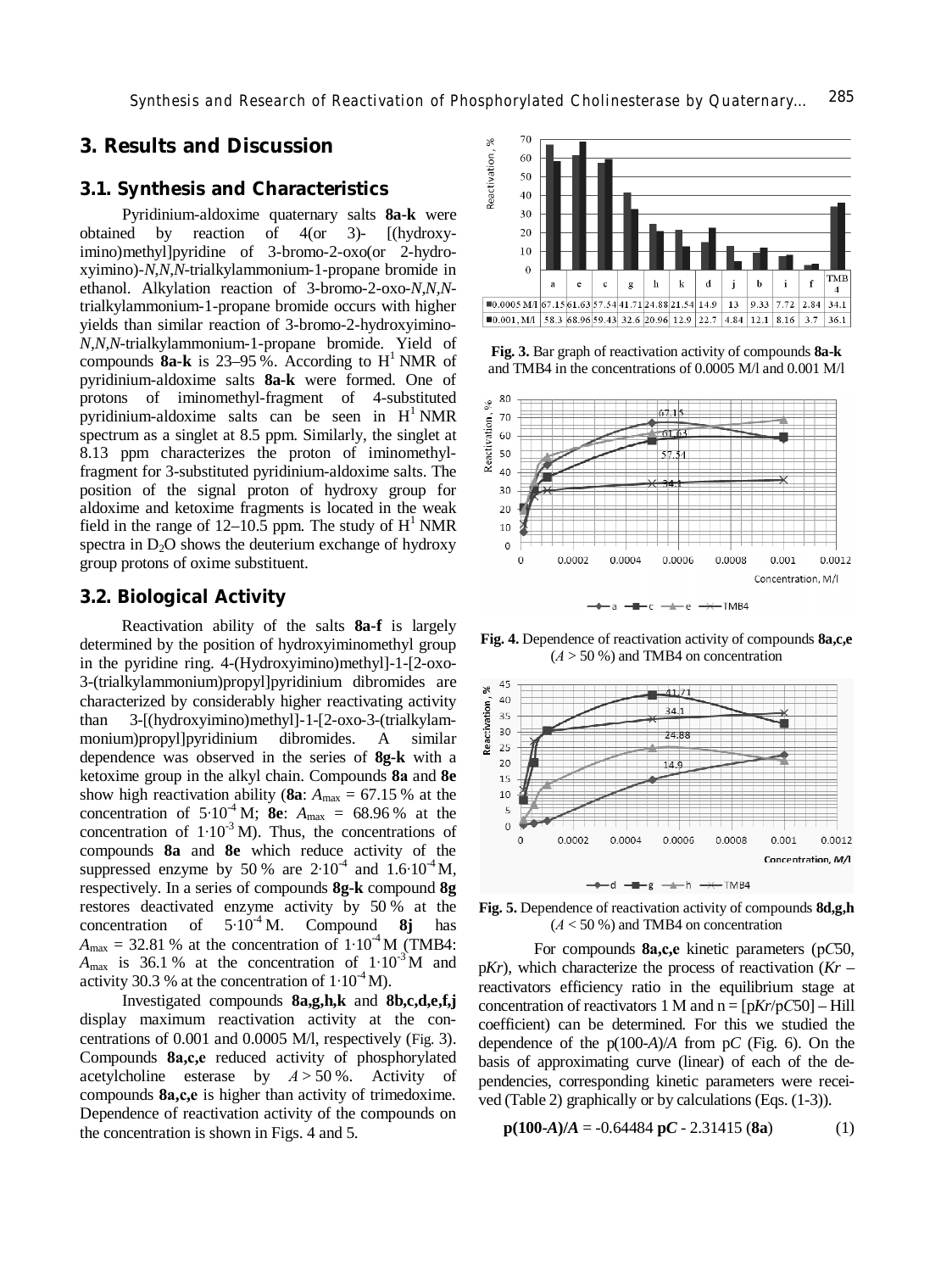## 3. Results and Discussion

### 3.1. Synthesis and Characteristics

Pyridinium-aldoxime quaternary salts **8a-k** were obtained by reaction of 4(or 3)- [(hydroxyimino)methyl]pyridine of 3-bromo-2-oxo(or 2-hydroxyimino)-*N,N,N*-trialkylammonium-1-propane bromide in ethanol. Alkylation reaction of 3-bromo-2-oxo-*N,N,N*-trialkylammonium-1-propane bromide occurs with higher yields than similar reaction of 3-bromo-2-hydroxyimino-*N,N,N*-trialkylammonium-1-propane bromide. Yield of compounds **8a-k** is 23–95 %. According to $H^1$ NMR of pyridinium-aldoxime salts **8a-k** were formed. One of protons of iminomethyl-fragment of 4-substituted pyridinium-aldoxime salts can be seen in $H^1$ NMR spectrum as a singlet at 8.5 ppm. Similarly, the singlet at 8.13 ppm characterizes the proton of iminomethyl-fragment for 3-substituted pyridinium-aldoxime salts. The position of the signal proton of hydroxy group for aldoxime and ketoxime fragments is located in the weak field in the range of 12–10.5 ppm. The study of $H^1$ NMR spectra in $D_2O$ shows the deuterium exchange of hydroxy group protons of oxime substituent.

### 3.2. Biological Activity

Reactivation ability of the salts **8a-f** is largely determined by the position of hydroxyiminomethyl group in the pyridine ring. 4-(Hydroxyimino)methyl]-1-[2-oxo-3-(trialkylammonium)propyl]pyridinium dibromides are characterized by considerably higher reactivating activity than 3-[(hydroxyimino)methyl]-1-[2-oxo-3-(trialkylammonium)propyl]pyridinium dibromides. A similar dependence was observed in the series of **8g-k** with a ketoxime group in the alkyl chain. Compounds **8a** and **8e** show high reactivation ability (**8a**: $A_{max}$ = 67.15 % at the concentration of $5 \cdot 10^{-4}$ M; **8e**: $A_{max}$ = 68.96 % at the concentration of $1 \cdot 10^{-3}$ M). Thus, the concentrations of compounds **8a** and **8e** which reduce activity of the suppressed enzyme by 50 % are $2 \cdot 10^{-4}$ and $1.6 \cdot 10^{-4}$ M, respectively. In a series of compounds **8g-k** compound **8g** restores deactivated enzyme activity by 50 % at the concentration of $5 \cdot 10^{-4}$ M. Compound **8j** has $A_{max}$ = 32.81 % at the concentration of $1 \cdot 10^{-4}$ M (TMB4: $A_{max}$ is 36.1 % at the concentration of $1 \cdot 10^{-3}$ M and activity 30.3 % at the concentration of $1 \cdot 10^{-4}$ M).

Investigated compounds **8a,g,h,k** and **8b,c,d,e,f,j** display maximum reactivation activity at the concentrations of 0.001 and 0.0005 M/l, respectively (Fig. 3). Compounds **8a,c,e** reduced activity of phosphorylated acetylcholine esterase by $A > 50$ %. Activity of compounds **8a,c,e** is higher than activity of trimedoxime. Dependence of reactivation activity of the compounds on the concentration is shown in Figs. 4 and 5.

| | a | e | c | g | h | k | d | j | b | i | f | TMB4 |
|---|---|---|---|---|---|---|---|---|---|---|---|---|
| 0.0005 M/l | 67.15 | 61.63 | 57.54 | 41.71 | 24.88 | 21.54 | 14.9 | 13 | 9.33 | 7.72 | 2.84 | 34.1 |
| 0.001, M/l | 58.3 | 68.96 | 59.43 | 32.6 | 20.96 | 12.9 | 22.7 | 4.84 | 12.1 | 8.16 | 3.7 | 36.1 |

**Fig. 3.** Bar graph of reactivation activity of compounds **8a-k** and TMB4 in the concentrations of 0.0005 M/l and 0.001 M/l

**Fig. 4.** Dependence of reactivation activity of compounds **8a,c,e** ($A > 50$ %) and TMB4 on concentration

**Fig. 5.** Dependence of reactivation activity of compounds **8d,g,h** ($A < 50$ %) and TMB4 on concentration

For compounds **8a,c,e** kinetic parameters (p*C*50, p*Kr*), which characterize the process of reactivation (*Kr* – reactivators efficiency ratio in the equilibrium stage at concentration of reactivators 1 M and n = [p*Kr*/p*C*50] – Hill coefficient) can be determined. For this we studied the dependence of the p(100-*A*)/*A* from p*C* (Fig. 6). On the basis of approximating curve (linear) of each of the dependencies, corresponding kinetic parameters were received (Table 2) graphically or by calculations (Eqs. (1-3)).

$$\mathbf{p(100\text{-}A)/A} = -0.64484\ \mathbf{pC} - 2.31415\ (\mathbf{8a}) \qquad (1)$$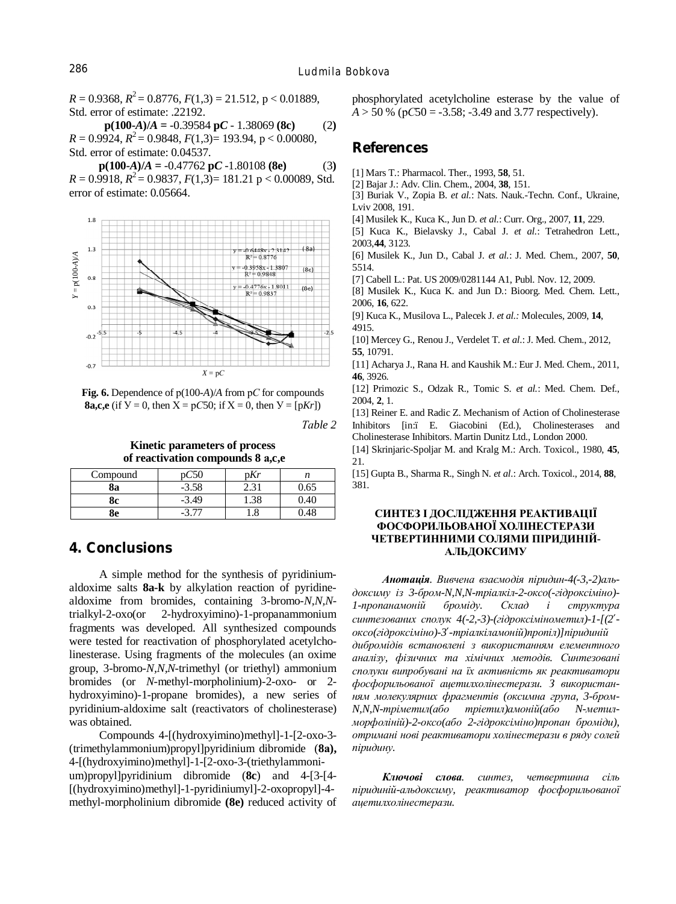$R = 0.9368$, $R^2 = 0.8776$, $F(1,3) = 21.512$, $p < 0.01889$, Std. error of estimate: .22192.

**p(100-*A*)/*A* =** -0.39584 **p*C*** - 1.38069 **(8c)** (2)

$R = 0.9924$, $R^2 = 0.9848$, $F(1,3)= 193.94$, $p < 0.00080$, Std. error of estimate: 0.04537.

**p(100-*A*)/*A* =** -0.47762 **p*C*** -1.80108 **(8e)** (3)

$R = 0.9918$, $R^2 = 0.9837$, $F(1,3)= 181.21$ $p < 0.00089$, Std. error of estimate: 0.05664.

1.8
1.3
0.8
0.3
-0.2
-0.7
-5.5
-5
-4.5
-4
-3.5
-3
-2.5
Y = p(100-A)/A
X = pC
y = -0.6448x - 2.3142 R² = 0.8776 (8a)
y = -0.3958x - 1.3807 R² = 0.9848 (8c)
y = -0.4776x - 1.8011 R² = 0.9837 (8e)

**Fig. 6.** Dependence of p(100-*A*)/*A* from p*C* for compounds **8a,c,e** (if У = 0, then X = p*C*50; if X = 0, then У = [p*Kr*])

*Table 2*

**Kinetic parameters of process of reactivation compounds 8 a,c,e**

| Compound | pC50 | p*Kr* | *n* |
|---|---|---|---|
| **8a** | -3.58 | 2.31 | 0.65 |
| **8c** | -3.49 | 1.38 | 0.40 |
| **8e** | -3.77 | 1.8 | 0.48 |

## 4. Conclusions

A simple method for the synthesis of pyridinium-aldoxime salts **8a-k** by alkylation reaction of pyridine-aldoxime from bromides, containing 3-bromo-*N,N,N*-trialkyl-2-oxo(or 2-hydroxyimino)-1-propanammonium fragments was developed. All synthesized compounds were tested for reactivation of phosphorylated acetylcholinesterase. Using fragments of the molecules (an oxime group, 3-bromo-*N,N,N*-trimethyl (or triethyl) ammonium bromides (or *N*-methyl-morpholinium)-2-oxo- or 2-hydroxyimino)-1-propane bromides), a new series of pyridinium-aldoxime salt (reactivators of cholinesterase) was obtained.

Compounds 4-[(hydroxyimino)methyl]-1-[2-oxo-3-(trimethylammonium)propyl]pyridinium dibromide (**8a),** 4-[(hydroxyimino)methyl]-1-[2-oxo-3-(triethylammonium)propyl]pyridinium dibromide (**8c**) and 4-[3-[4-[(hydroxyimino)methyl]-1-pyridiniumyl]-2-oxopropyl]-4-methyl-morpholinium dibromide **(8e)** reduced activity of phosphorylated acetylcholine esterase by the value of $A > 50$ % (p*C*50 = -3.58; -3.49 and 3.77 respectively).

## References

[1] Mars T.: Pharmacol. Ther., 1993, **58**, 51.

[2] Bajar J.: Adv. Clin. Chem., 2004, **38**, 151.

[3] Buriak V., Zopia B. *et al.*: Nats. Nauk.-Techn. Conf., Ukraine, Lviv 2008, 191.

[4] Musilek K., Kuca K., Jun D. *et al.*: Curr. Org., 2007, **11**, 229.

[5] Kuca K., Bielavsky J., Cabal J. *et al.*: Tetrahedron Lett., 2003,**44**, 3123.

[6] Musilek K., Jun D., Cabal J. *et al.*: J. Med. Chem., 2007, **50**, 5514.

[7] Cabell L.: Pat. US 2009/0281144 A1, Publ. Nov. 12, 2009.

[8] Musilek K., Kuca K. and Jun D.: Bioorg. Med. Chem. Lett., 2006, **16**, 622.

[9] Kuca K., Musilova L., Palecek J. *et al.:* Molecules, 2009, **14**, 4915.

[10] Mercey G., Renou J., Verdelet T. *et al*.: J. Med. Chem., 2012, **55**, 10791.

[11] Acharya J., Rana H. and Kaushik M.: Eur J. Med. Chem., 2011, **46**, 3926.

[12] Primozic S., Odzak R., Tomic S. *et al.*: Med. Chem. Def., 2004, **2**, 1.

[13] Reiner E. and Radic Z. Mechanism of Action of Cholinesterase Inhibitors [in:ї E. Giacobini (Ed.), Cholinesterases and Cholinesterase Inhibitors. Martin Dunitz Ltd., London 2000.

[14] Skrinjaric-Spoljar M. and Kralg M.: Arch. Toxicol., 1980, **45**, 21.

[15] Gupta B., Sharma R., Singh N. *et al*.: Arch. Toxicol., 2014, **88**, 381.

### СИНТЕЗ І ДОСЛІДЖЕННЯ РЕАКТИВАЦІЇ ФОСФОРИЛЬОВАНОЇ ХОЛІНЕСТЕРАЗИ ЧЕТВЕРТИННИМИ СОЛЯМИ ПІРИДИНІЙ-АЛЬДОКСИМУ

***Анотація***. *Вивчена взаємодія піридин-4(-3,-2)альдоксиму із 3-бром-N,N,N-тріалкіл-2-оксо(-гідроксіміно)-1-пропанамоній броміду. Склад і структура синтезованих сполук 4(-2,-3)-(гідроксімінометил)-1-[(2′-оксо(гідроксіміно)-3′-тріалкіламоній)пропіл)]піридиній дибромідів встановлені з використанням елементного аналізу, фізичних та хімічних методів. Синтезовані сполуки випробувані на їх активність як реактиватори фосфорильованої ацетилхолінестерази. З використанням молекулярних фрагментів (оксимна група, 3-бром-N,N,N-триметил(або триетил)амоній(або N-метил-морфоліній)-2-оксо(або 2-гідроксіміно)пропан броміди), отримані нові реактиватори холінестерази в ряду солей піридину.*

***Ключові слова****. синтез, четвертинна сіль піридиній-альдоксиму, реактиватор фосфорильованої ацетилхолінестерази.*